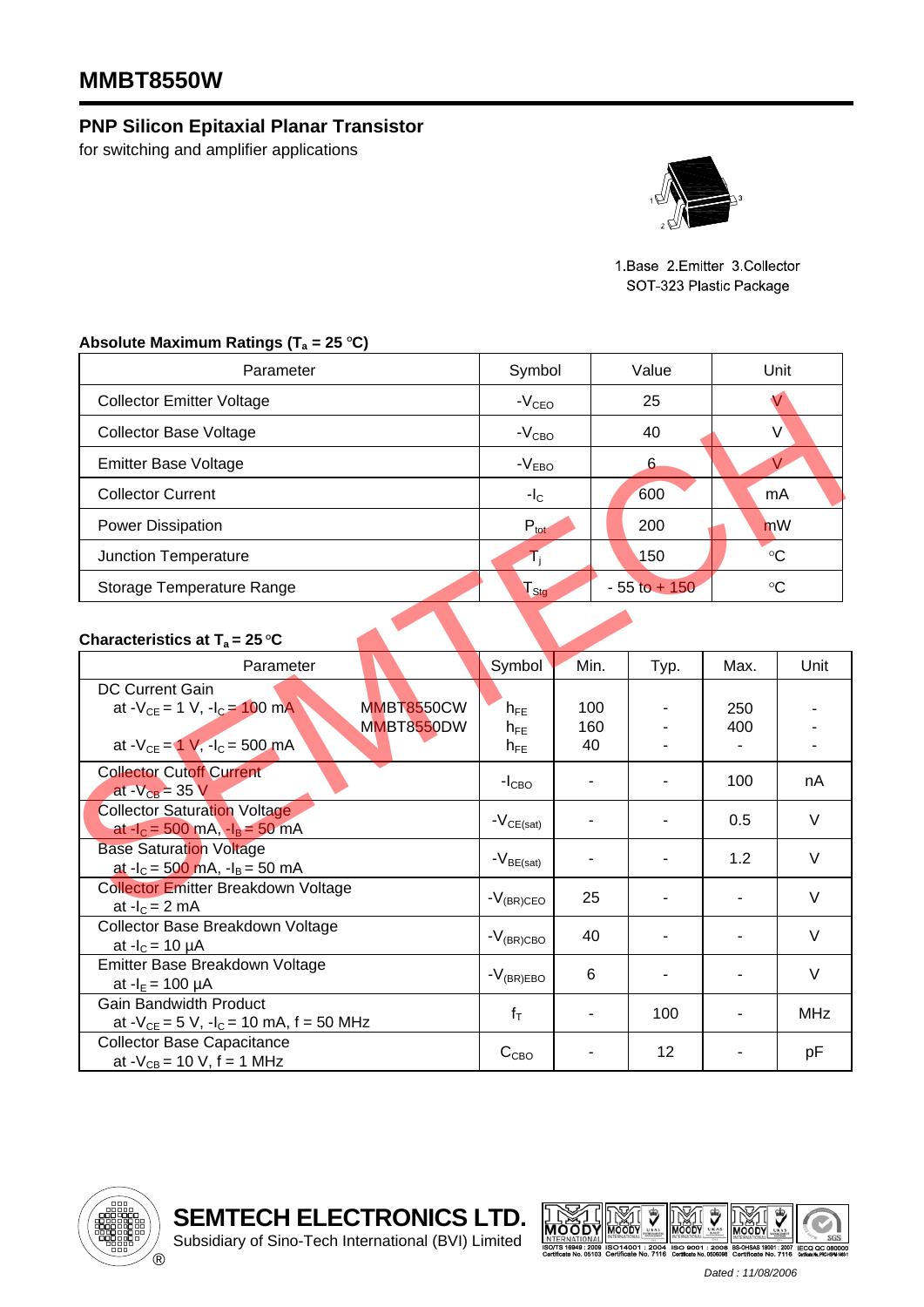# MMBT8550W

## PNP Silicon Epitaxial Planar Transistor

for switching and amplifier applications

1.Base 2.Emitter 3.Collector
SOT-323 Plastic Package

### Absolute Maximum Ratings ($T_a$ = 25 °C)

| Parameter | Symbol | Value | Unit |
|---|---|---|---|
| Collector Emitter Voltage | $-V_{CEO}$ | 25 | V |
| Collector Base Voltage | $-V_{CBO}$ | 40 | V |
| Emitter Base Voltage | $-V_{EBO}$ | 6 | V |
| Collector Current | $-I_C$ | 600 | mA |
| Power Dissipation | $P_{tot}$ | 200 | mW |
| Junction Temperature | $T_j$ | 150 | °C |
| Storage Temperature Range | $T_{Stg}$ | - 55 to + 150 | °C |

### Characteristics at $T_a$ = 25 °C

| Parameter | Symbol | Min. | Typ. | Max. | Unit |
|---|---|---|---|---|---|
| DC Current Gain<br>at $-V_{CE}$ = 1 V, $-I_C$ = 100 mA MMBT8550CW<br>MMBT8550DW<br>at $-V_{CE}$ = 1 V, $-I_C$ = 500 mA | $h_{FE}$<br>$h_{FE}$<br>$h_{FE}$ | 100<br>160<br>40 | -<br>-<br>- | 250<br>400<br>- | -<br>-<br>- |
| Collector Cutoff Current<br>at $-V_{CB}$ = 35 V | $-I_{CBO}$ | - | - | 100 | nA |
| Collector Saturation Voltage<br>at $-I_C$ = 500 mA, $-I_B$ = 50 mA | $-V_{CE(sat)}$ | - | - | 0.5 | V |
| Base Saturation Voltage<br>at $-I_C$ = 500 mA, $-I_B$ = 50 mA | $-V_{BE(sat)}$ | - | - | 1.2 | V |
| Collector Emitter Breakdown Voltage<br>at $-I_C$ = 2 mA | $-V_{(BR)CEO}$ | 25 | - | - | V |
| Collector Base Breakdown Voltage<br>at $-I_C$ = 10 µA | $-V_{(BR)CBO}$ | 40 | - | - | V |
| Emitter Base Breakdown Voltage<br>at $-I_E$ = 100 µA | $-V_{(BR)EBO}$ | 6 | - | - | V |
| Gain Bandwidth Product<br>at $-V_{CE}$ = 5 V, $-I_C$ = 10 mA, f = 50 MHz | $f_T$ | - | 100 | - | MHz |
| Collector Base Capacitance<br>at $-V_{CB}$ = 10 V, f = 1 MHz | $C_{CBO}$ | - | 12 | - | pF |

**SEMTECH ELECTRONICS LTD.**
Subsidiary of Sino-Tech International (BVI) Limited

*Dated : 11/08/2006*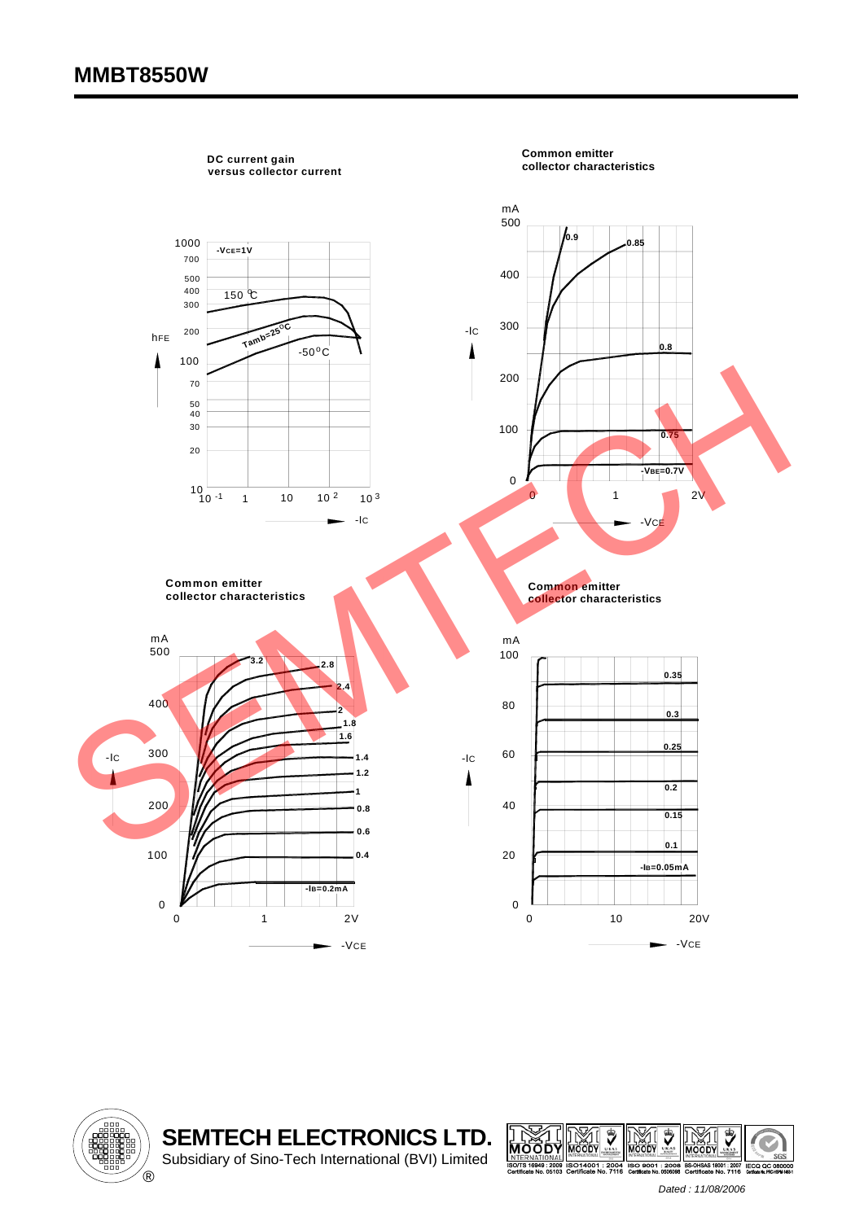# MMBT8550W

DC current gain
versus collector current

1000
700
500
400
300
200
100
70
50
40
30
20
10

hFE

$-V_{CE}$=1V

150 °C

Tamb=25°C

-50°C

$10^{-1}$ 1 10 $10^{2}$ $10^{3}$

$-I_C$

Common emitter
collector characteristics

mA
500
400
300
200
100
0

$-I_C$

0.9
0.85
0.8
0.75
$-V_{BE}$=0.7V

0 1 2V

$-V_{CE}$

Common emitter
collector characteristics

mA
500
400
300
200
100
0

$-I_C$

3.2
2.8
2.4
2
1.8
1.6
1.4
1.2
1
0.8
0.6
0.4
$-I_B$=0.2mA

0 1 2V

$-V_{CE}$

Common emitter
collector characteristics

mA
100
80
60
40
20
0

$-I_C$

0.35
0.3
0.25
0.2
0.15
0.1
$-I_B$=0.05mA

0 10 20V

$-V_{CE}$

**SEMTECH ELECTRONICS LTD.**
Subsidiary of Sino-Tech International (BVI) Limited

ISO/TS 16949 : 2009 Certificate No. 05103
ISO14001 : 2004 Certificate No. 7116
ISO 9001 : 2008 Certificate No. 0506098
BS-OHSAS 18001 : 2007 Certificate No. 7116
IECQ QC 080000

*Dated : 11/08/2006*